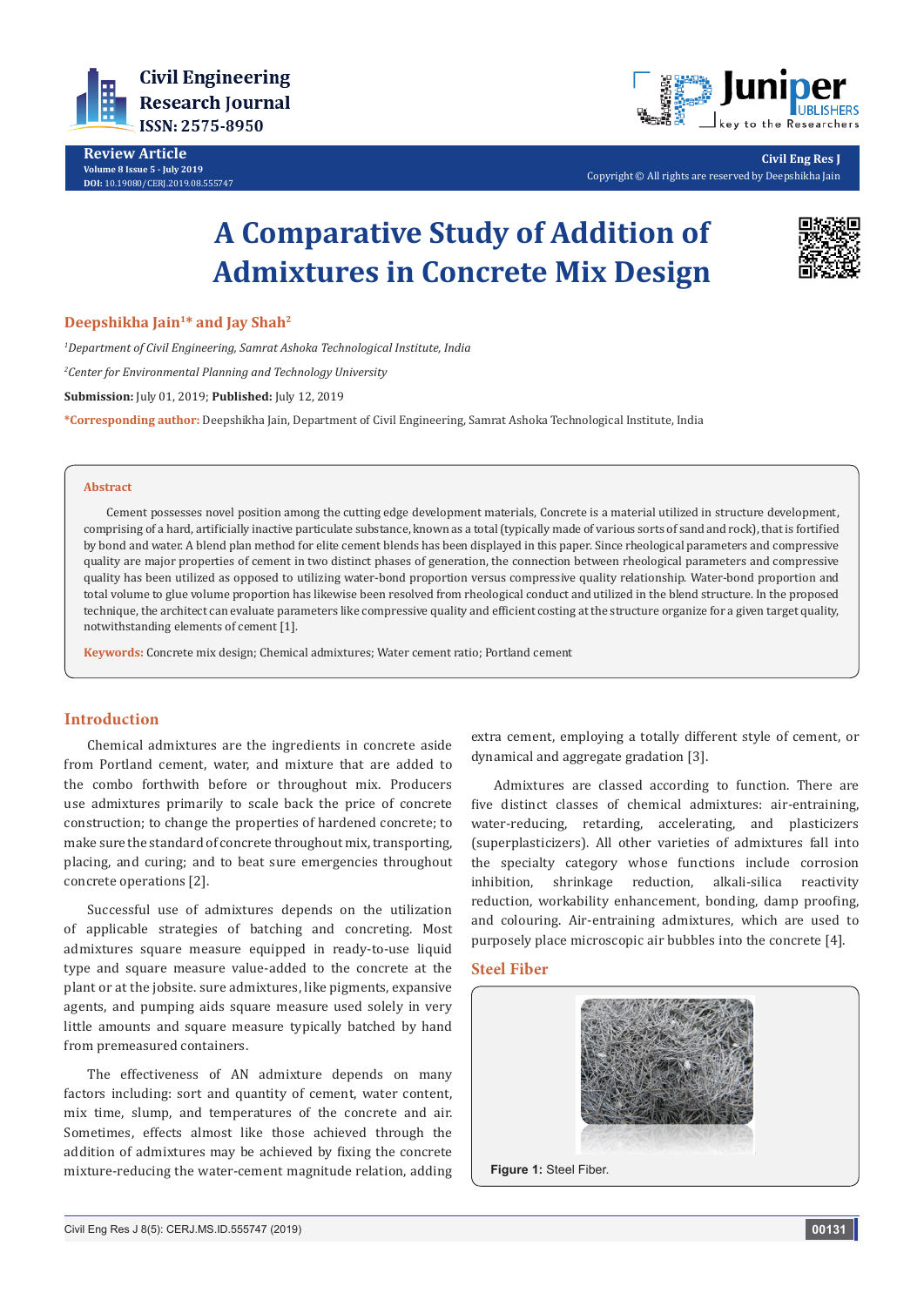Review Article

Volume 8 Issue 5 - July 2019

DOI: 10.19080/CERJ.2019.08.555747

Copyright © All rights are reserved by Deepshikha Jain

# A Comparative Study of Addition of Admixtures in Concrete Mix Design

**Deepshikha Jain[1]* and Jay Shah[2]**

*[1]Department of Civil Engineering, Samrat Ashoka Technological Institute, India*

*[2]Center for Environmental Planning and Technology University*

**Submission:** July 01, 2019; **Published:** July 12, 2019

***Corresponding author:** Deepshikha Jain, Department of Civil Engineering, Samrat Ashoka Technological Institute, India

## Abstract

Cement possesses novel position among the cutting edge development materials, Concrete is a material utilized in structure development, comprising of a hard, artificially inactive particulate substance, known as a total (typically made of various sorts of sand and rock), that is fortified by bond and water. A blend plan method for elite cement blends has been displayed in this paper. Since rheological parameters and compressive quality are major properties of cement in two distinct phases of generation, the connection between rheological parameters and compressive quality has been utilized as opposed to utilizing water-bond proportion versus compressive quality relationship. Water-bond proportion and total volume to glue volume proportion has likewise been resolved from rheological conduct and utilized in the blend structure. In the proposed technique, the architect can evaluate parameters like compressive quality and efficient costing at the structure organize for a given target quality, notwithstanding elements of cement [1].

**Keywords:** Concrete mix design; Chemical admixtures; Water cement ratio; Portland cement

## Introduction

Chemical admixtures are the ingredients in concrete aside from Portland cement, water, and mixture that are added to the combo forthwith before or throughout mix. Producers use admixtures primarily to scale back the price of concrete construction; to change the properties of hardened concrete; to make sure the standard of concrete throughout mix, transporting, placing, and curing; and to beat sure emergencies throughout concrete operations [2].

Successful use of admixtures depends on the utilization of applicable strategies of batching and concreting. Most admixtures square measure equipped in ready-to-use liquid type and square measure value-added to the concrete at the plant or at the jobsite. sure admixtures, like pigments, expansive agents, and pumping aids square measure used solely in very little amounts and square measure typically batched by hand from premeasured containers.

The effectiveness of AN admixture depends on many factors including: sort and quantity of cement, water content, mix time, slump, and temperatures of the concrete and air. Sometimes, effects almost like those achieved through the addition of admixtures may be achieved by fixing the concrete mixture-reducing the water-cement magnitude relation, adding extra cement, employing a totally different style of cement, or dynamical and aggregate gradation [3].

Admixtures are classed according to function. There are five distinct classes of chemical admixtures: air-entraining, water-reducing, retarding, accelerating, and plasticizers (superplasticizers). All other varieties of admixtures fall into the specialty category whose functions include corrosion inhibition, shrinkage reduction, alkali-silica reactivity reduction, workability enhancement, bonding, damp proofing, and colouring. Air-entraining admixtures, which are used to purposely place microscopic air bubbles into the concrete [4].

## Steel Fiber

**Figure 1:** Steel Fiber.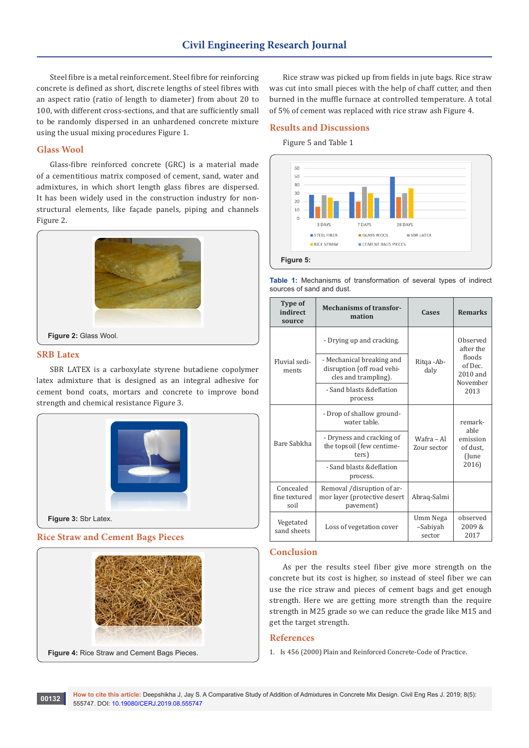Steel fibre is a metal reinforcement. Steel fibre for reinforcing concrete is defined as short, discrete lengths of steel fibres with an aspect ratio (ratio of length to diameter) from about 20 to 100, with different cross-sections, and that are sufficiently small to be randomly dispersed in an unhardened concrete mixture using the usual mixing procedures Figure 1.

## Glass Wool

Glass-fibre reinforced concrete (GRC) is a material made of a cementitious matrix composed of cement, sand, water and admixtures, in which short length glass fibres are dispersed. It has been widely used in the construction industry for non-structural elements, like façade panels, piping and channels Figure 2.

**Figure 2:** Glass Wool.

## SRB Latex

SBR LATEX is a carboxylate styrene butadiene copolymer latex admixture that is designed as an integral adhesive for cement bond coats, mortars and concrete to improve bond strength and chemical resistance Figure 3.

**Figure 3:** Sbr Latex.

## Rice Straw and Cement Bags Pieces

**Figure 4:** Rice Straw and Cement Bags Pieces.

Rice straw was picked up from fields in jute bags. Rice straw was cut into small pieces with the help of chaff cutter, and then burned in the muffle furnace at controlled temperature. A total of 5% of cement was replaced with rice straw ash Figure 4.

## Results and Discussions

Figure 5 and Table 1

**Figure 5:**

**Table 1:** Mechanisms of transformation of several types of indirect sources of sand and dust.

| Type of indirect source | Mechanisms of transformation | Cases | Remarks |
|---|---|---|---|
| Fluvial sediments | - Drying up and cracking. | Ritqa -Abdaly | Observed after the floods of Dec. 2010 and November 2013 |
| | - Mechanical breaking and disruption (off road vehicles and trampling). | | |
| | - Sand blasts &deflation process | | |
| Bare Sabkha | - Drop of shallow groundwater table. | Wafra – Al Zour sector | remarkable emission of dust, (June 2016) |
| | - Dryness and cracking of the topsoil (few centimeters) | | |
| | - Sand blasts &deflation process. | | |
| Concealed fine textured soil | Removal /disruption of armor layer (protective desert pavement) | Abraq-Salmi | |
| Vegetated sand sheets | Loss of vegetation cover | Umm Nega –Sabiyah sector | observed 2009 & 2017 |

## Conclusion

As per the results steel fiber give more strength on the concrete but its cost is higher, so instead of steel fiber we can use the rice straw and pieces of cement bags and get enough strength. Here we are getting more strength than the require strength in M25 grade so we can reduce the grade like M15 and get the target strength.

## References

1. Is 456 (2000) Plain and Reinforced Concrete-Code of Practice.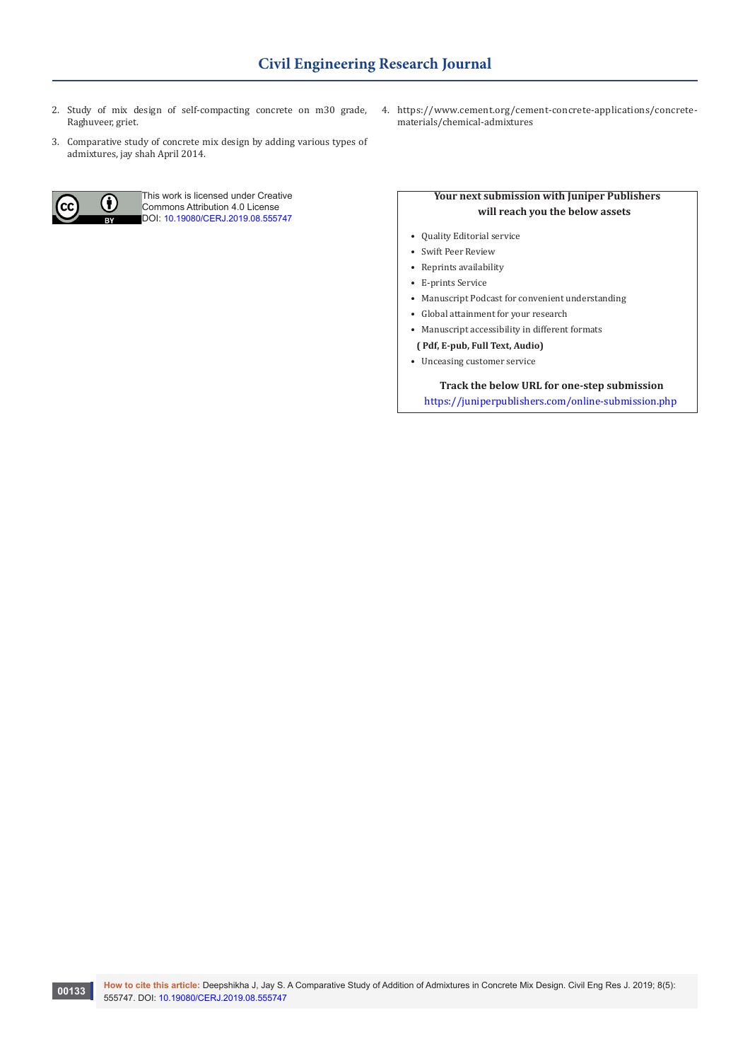2. Study of mix design of self-compacting concrete on m30 grade, Raghuveer, griet.
3. Comparative study of concrete mix design by adding various types of admixtures, jay shah April 2014.
4. https://www.cement.org/cement-concrete-applications/concrete-materials/chemical-admixtures

This work is licensed under Creative Commons Attribution 4.0 License
DOI: 10.19080/CERJ.2019.08.555747

**Your next submission with Juniper Publishers will reach you the below assets**

- Quality Editorial service
- Swift Peer Review
- Reprints availability
- E-prints Service
- Manuscript Podcast for convenient understanding
- Global attainment for your research
- Manuscript accessibility in different formats

**( Pdf, E-pub, Full Text, Audio)**

- Unceasing customer service

**Track the below URL for one-step submission**
https://juniperpublishers.com/online-submission.php

**How to cite this article:** Deepshikha J, Jay S. A Comparative Study of Addition of Admixtures in Concrete Mix Design. Civil Eng Res J. 2019; 8(5): 555747. DOI: 10.19080/CERJ.2019.08.555747